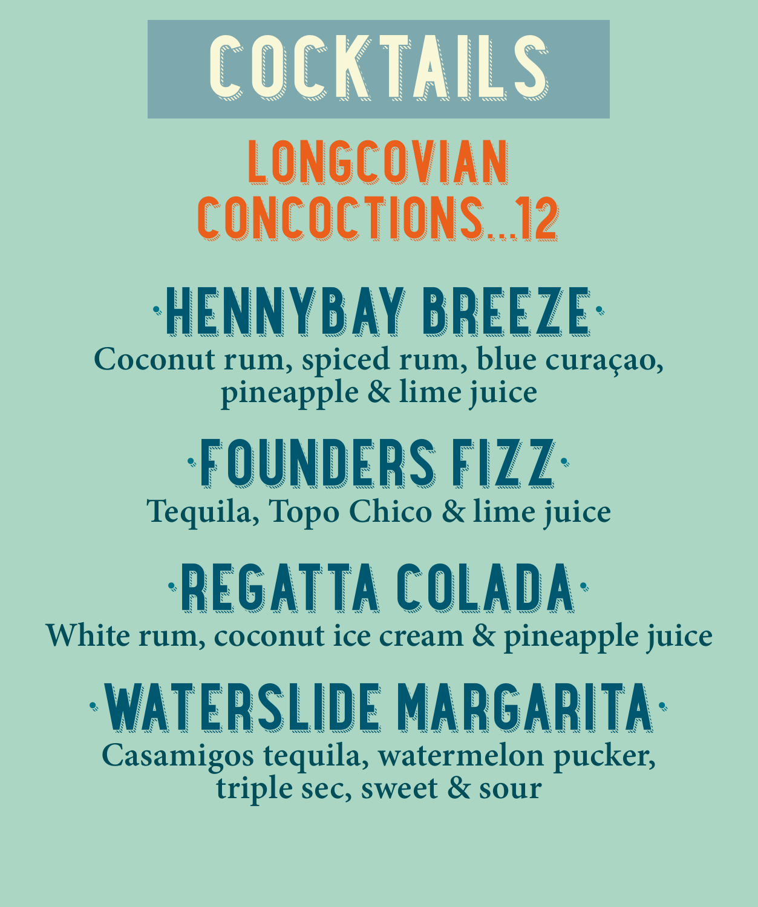# COCKTAILS

## LONGCOVIAN CONCOCTIONS...12

### ·HENNYBAY BREEZE·

Coconut rum, spiced rum, blue curaçao, pineapple & lime juice

### ·FOUNDERS FIZZ·

Tequila, Topo Chico & lime juice

### ·REGATTA COLADA·

White rum, coconut ice cream & pineapple juice

### ·WATERSLIDE MARGARITA·

Casamigos tequila, watermelon pucker, triple sec, sweet & sour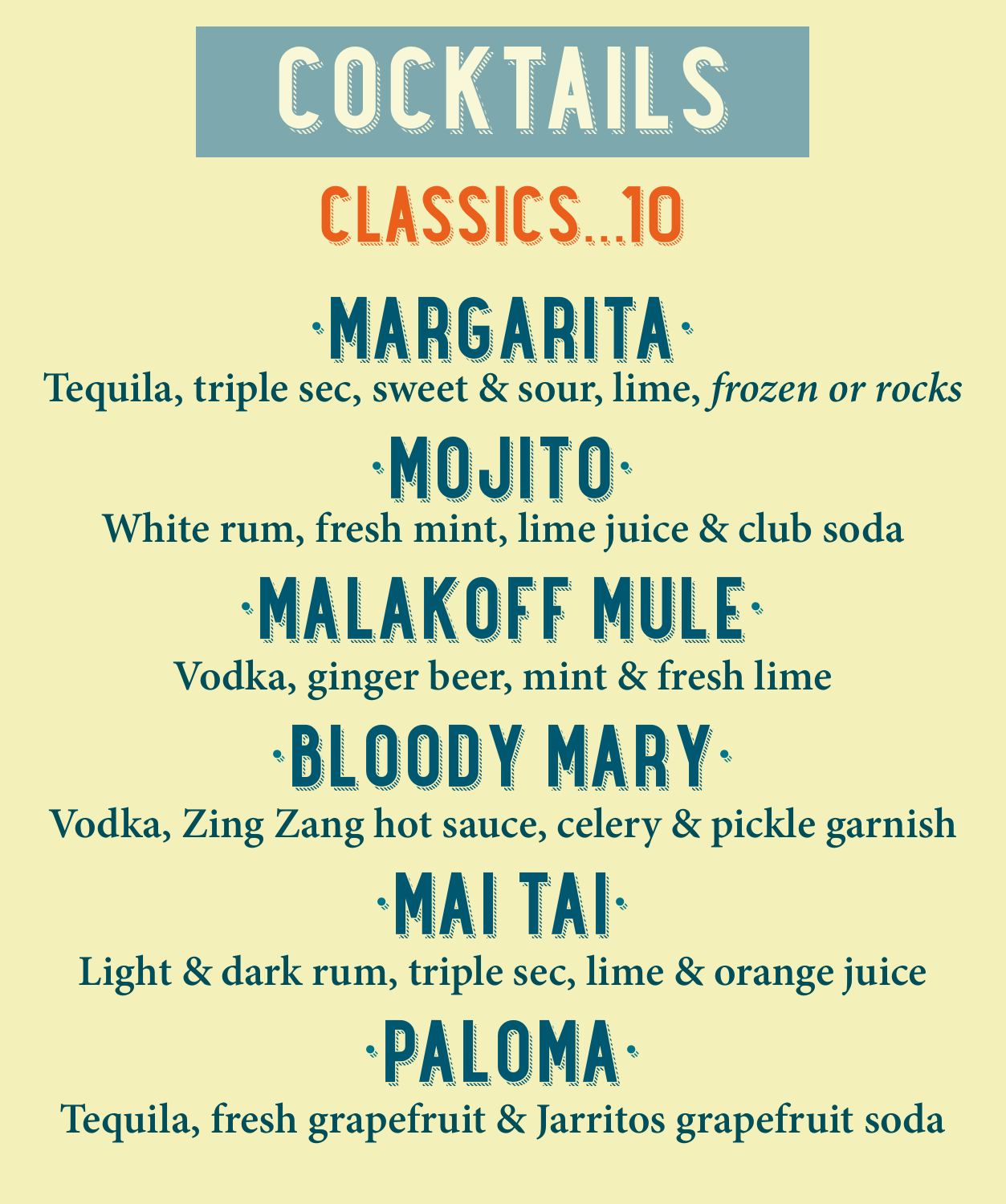# COCKTAILS

## CLASSICS...10

### ·MARGARITA·

Tequila, triple sec, sweet & sour, lime, *frozen or rocks*

### ·MOJITO·

White rum, fresh mint, lime juice & club soda

### ·MALAKOFF MULE·

Vodka, ginger beer, mint & fresh lime

### ·BLOODY MARY·

Vodka, Zing Zang hot sauce, celery & pickle garnish

### ·MAI TAI·

Light & dark rum, triple sec, lime & orange juice

### ·PALOMA·

Tequila, fresh grapefruit & Jarritos grapefruit soda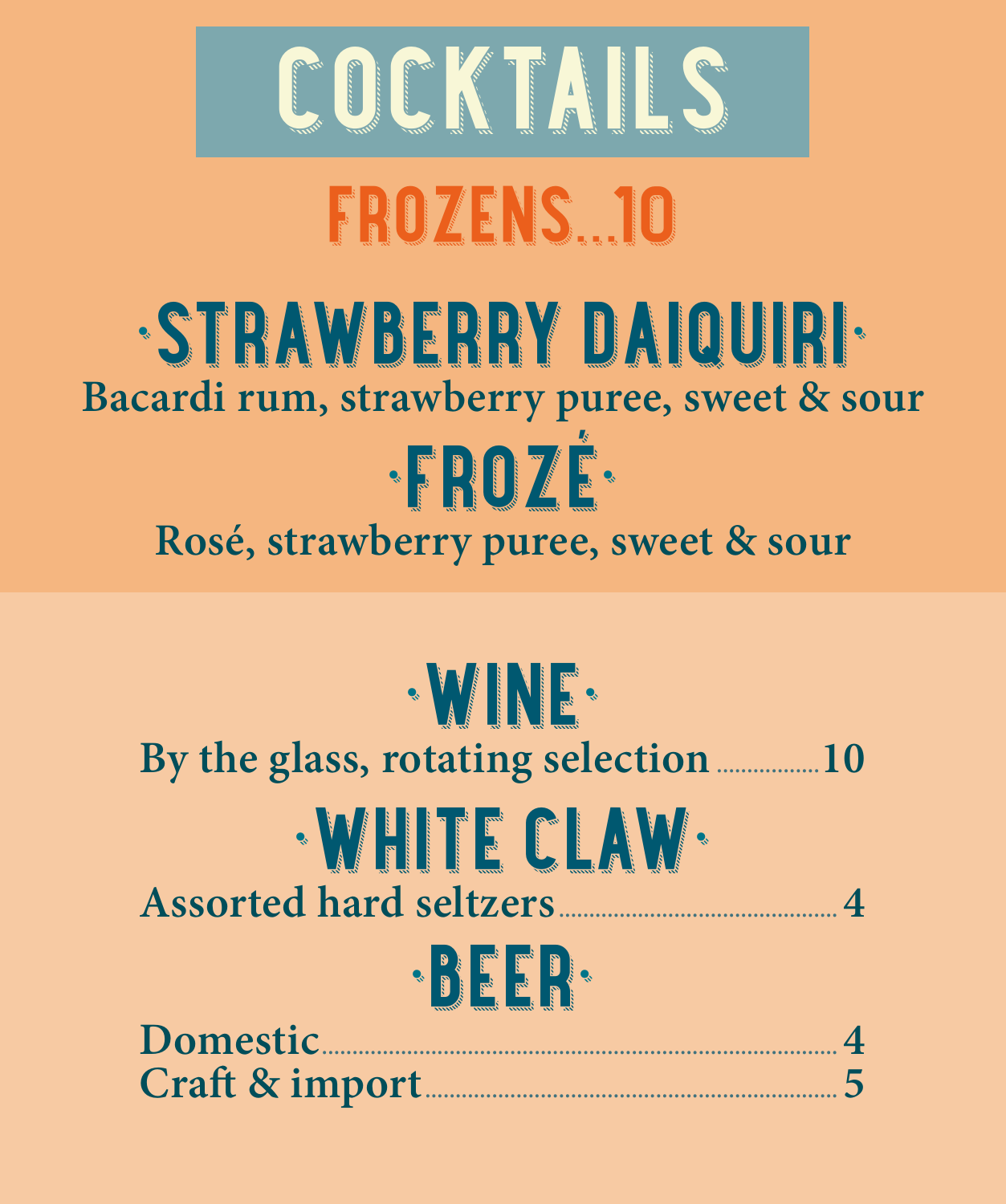# COCKTAILS

## FROZENS...10

### ·STRAWBERRY DAIQUIRI·

Bacardi rum, strawberry puree, sweet & sour

### ·FROZÉ·

Rosé, strawberry puree, sweet & sour

## ·WINE·

By the glass, rotating selection ........ 10

## ·WHITE CLAW·

Assorted hard seltzers ........ 4

## ·BEER·

Domestic ........ 4

Craft & import ........ 5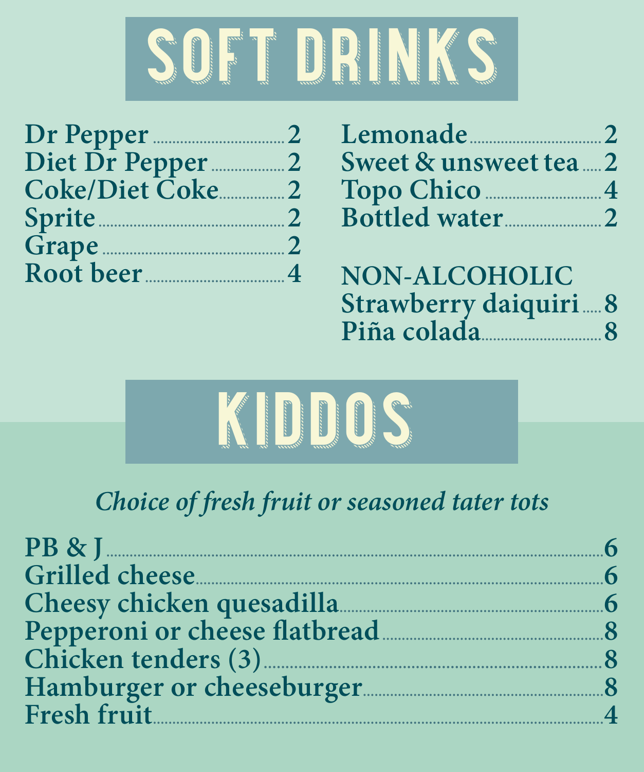# SOFT DRINKS

Dr Pepper ........ 2
Diet Dr Pepper ........ 2
Coke/Diet Coke ........ 2
Sprite ........ 2
Grape ........ 2
Root beer ........ 4

Lemonade ........ 2
Sweet & unsweet tea ........ 2
Topo Chico ........ 4
Bottled water ........ 2

NON-ALCOHOLIC
Strawberry daiquiri ........ 8
Piña colada ........ 8

# KIDDOS

*Choice of fresh fruit or seasoned tater tots*

PB & J ........ 6
Grilled cheese ........ 6
Cheesy chicken quesadilla ........ 6
Pepperoni or cheese flatbread ........ 8
Chicken tenders (3) ........ 8
Hamburger or cheeseburger ........ 8
Fresh fruit ........ 4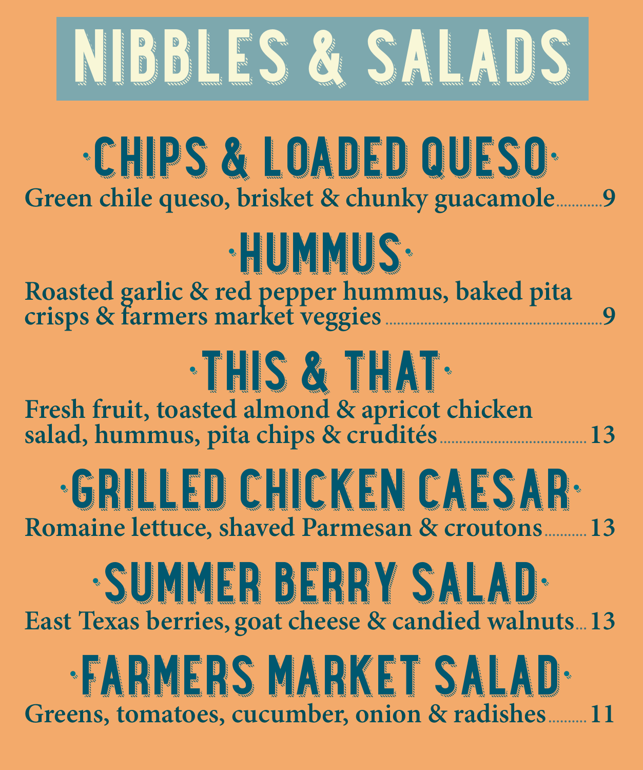# NIBBLES & SALADS

## ·CHIPS & LOADED QUESO·

Green chile queso, brisket & chunky guacamole............9

## ·HUMMUS·

Roasted garlic & red pepper hummus, baked pita crisps & farmers market veggies............9

## ·THIS & THAT·

Fresh fruit, toasted almond & apricot chicken salad, hummus, pita chips & crudités............13

## ·GRILLED CHICKEN CAESAR·

Romaine lettuce, shaved Parmesan & croutons............13

## ·SUMMER BERRY SALAD·

East Texas berries, goat cheese & candied walnuts...13

## ·FARMERS MARKET SALAD·

Greens, tomatoes, cucumber, onion & radishes............11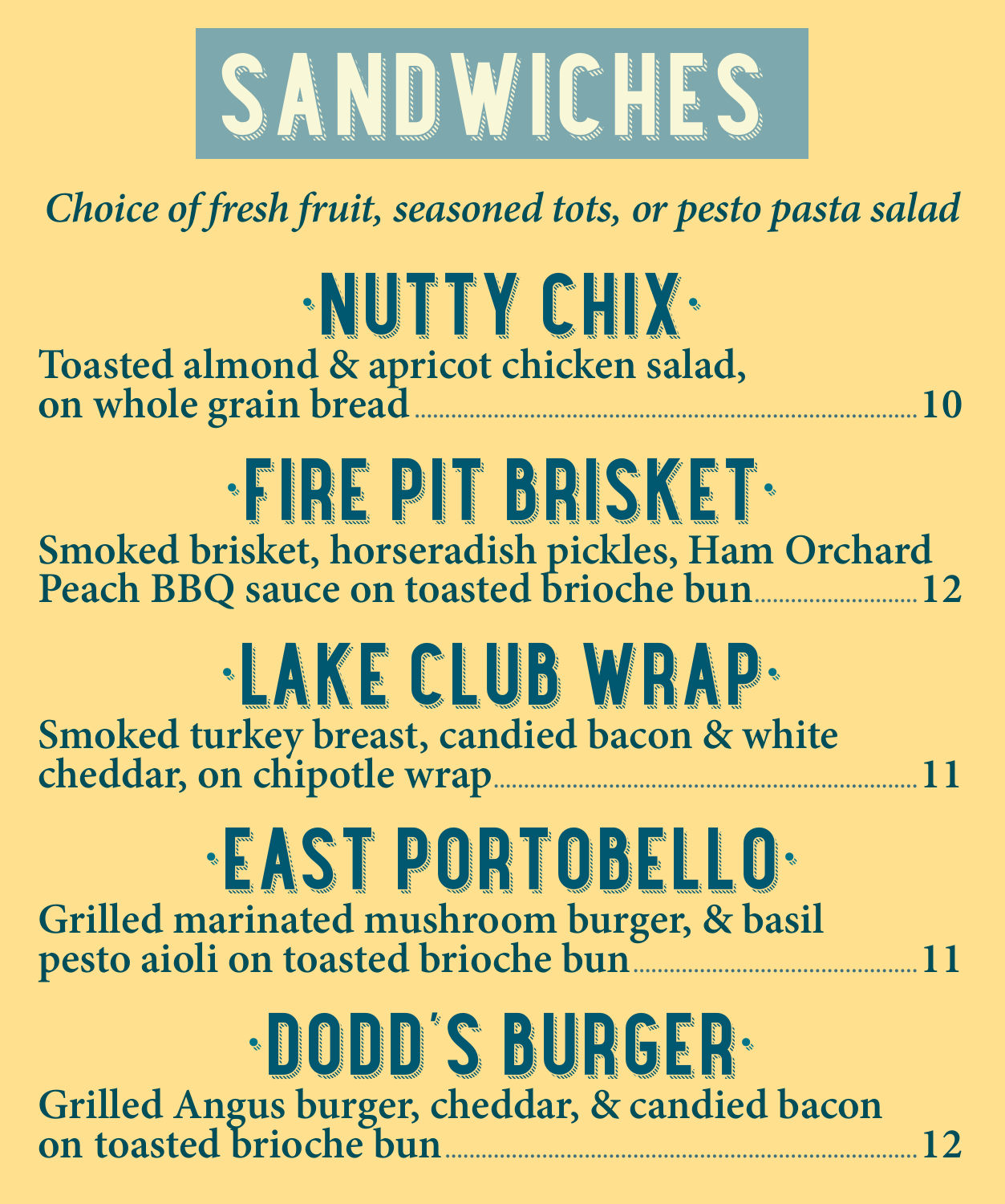# SANDWICHES

*Choice of fresh fruit, seasoned tots, or pesto pasta salad*

## ·NUTTY CHIX·

Toasted almond & apricot chicken salad, on whole grain bread .......... 10

## ·FIRE PIT BRISKET·

Smoked brisket, horseradish pickles, Ham Orchard Peach BBQ sauce on toasted brioche bun .......... 12

## ·LAKE CLUB WRAP·

Smoked turkey breast, candied bacon & white cheddar, on chipotle wrap .......... 11

## ·EAST PORTOBELLO·

Grilled marinated mushroom burger, & basil pesto aioli on toasted brioche bun .......... 11

## ·DODD'S BURGER·

Grilled Angus burger, cheddar, & candied bacon on toasted brioche bun .......... 12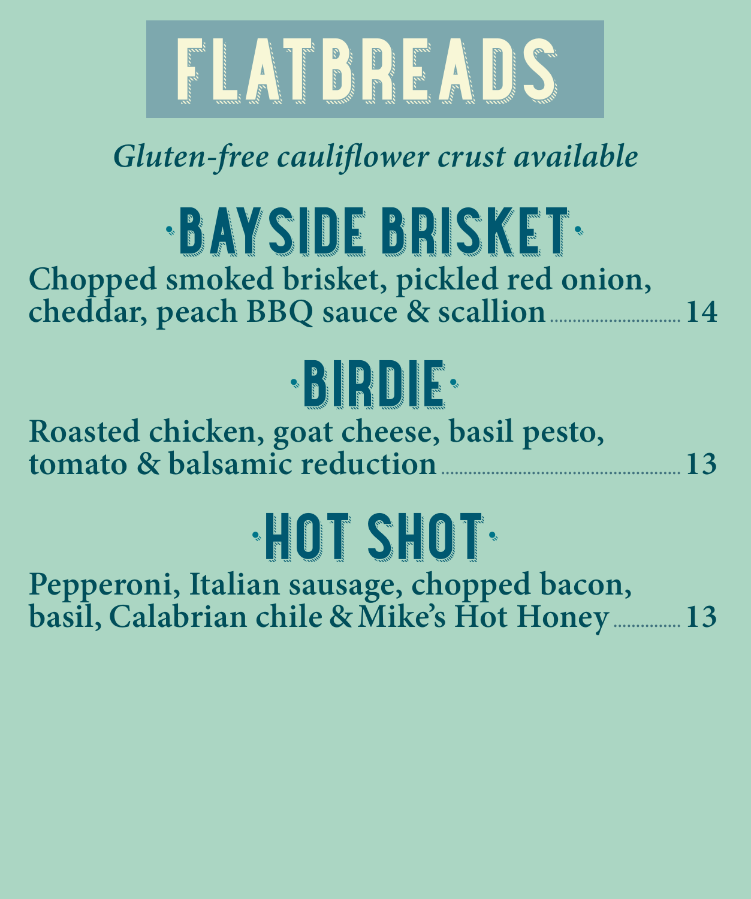# FLATBREADS

*Gluten-free cauliflower crust available*

## ·BAYSIDE BRISKET·

**Chopped smoked brisket, pickled red onion, cheddar, peach BBQ sauce & scallion ........ 14**

## ·BIRDIE·

**Roasted chicken, goat cheese, basil pesto, tomato & balsamic reduction ........ 13**

## ·HOT SHOT·

**Pepperoni, Italian sausage, chopped bacon, basil, Calabrian chile & Mike's Hot Honey ........ 13**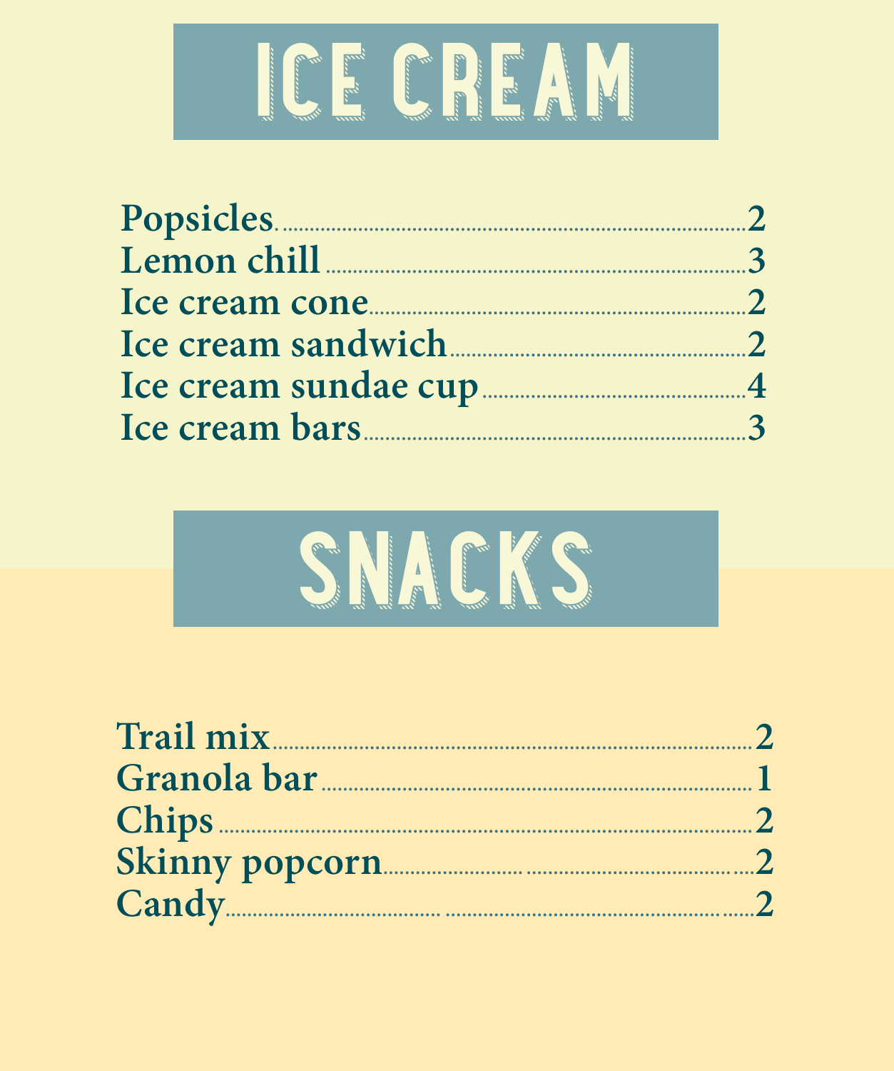# ICE CREAM

| | |
|---|---|
| Popsicles | 2 |
| Lemon chill | 3 |
| Ice cream cone | 2 |
| Ice cream sandwich | 2 |
| Ice cream sundae cup | 4 |
| Ice cream bars | 3 |

# SNACKS

| | |
|---|---|
| Trail mix | 2 |
| Granola bar | 1 |
| Chips | 2 |
| Skinny popcorn | 2 |
| Candy | 2 |